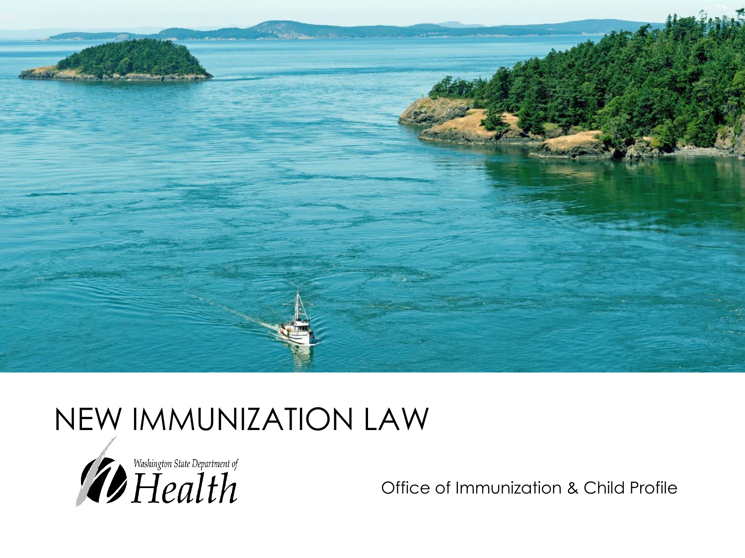# NEW IMMUNIZATION LAW

Washington State Department of Health

Office of Immunization & Child Profile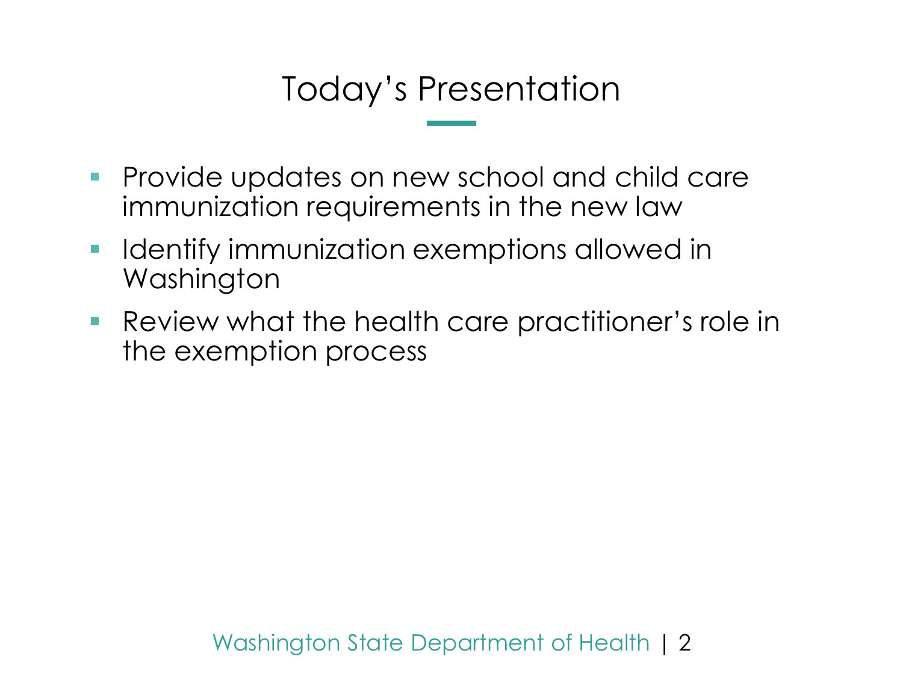# Today's Presentation

- Provide updates on new school and child care immunization requirements in the new law
- Identify immunization exemptions allowed in Washington
- Review what the health care practitioner's role in the exemption process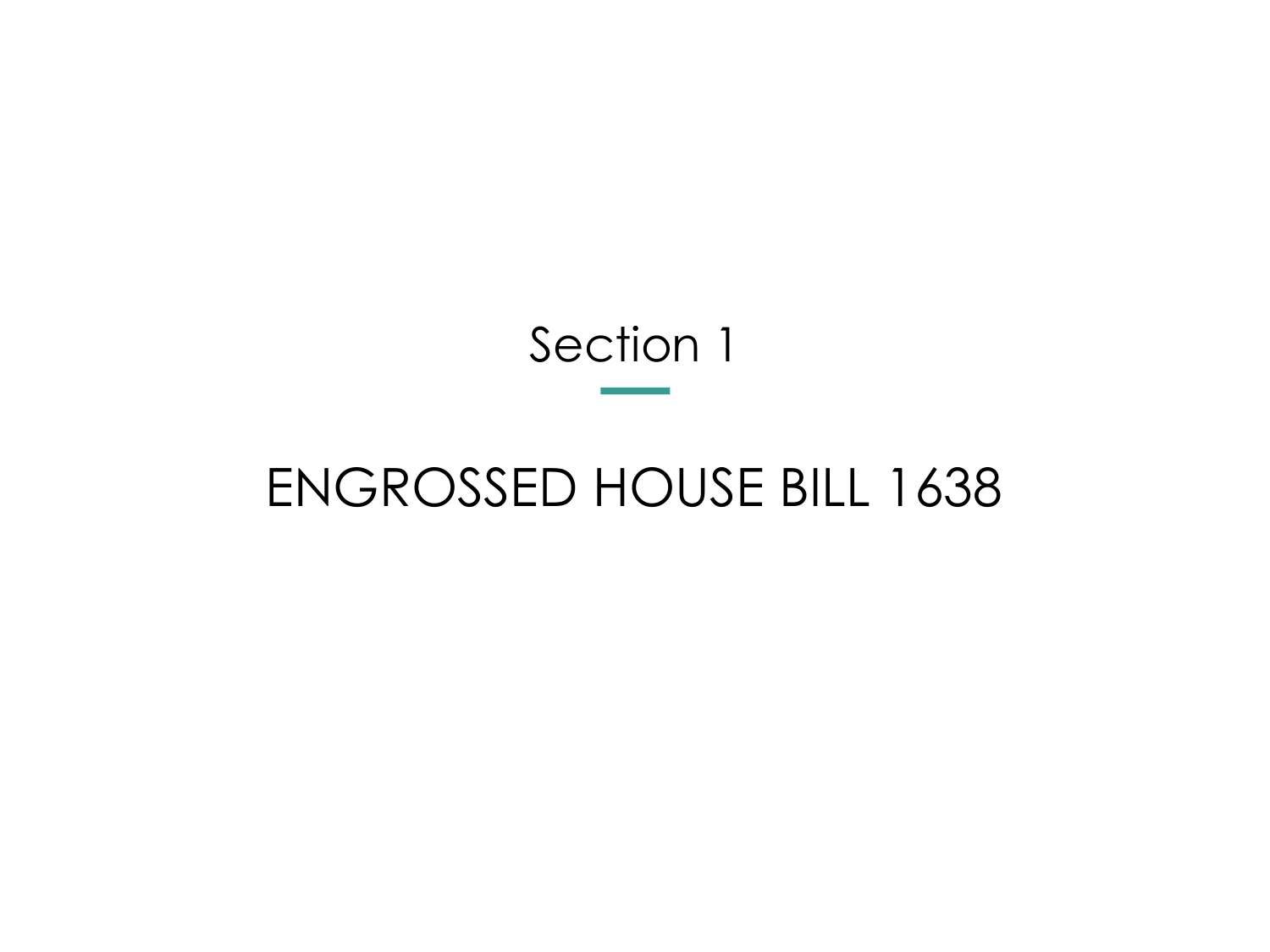## Section 1

# ENGROSSED HOUSE BILL 1638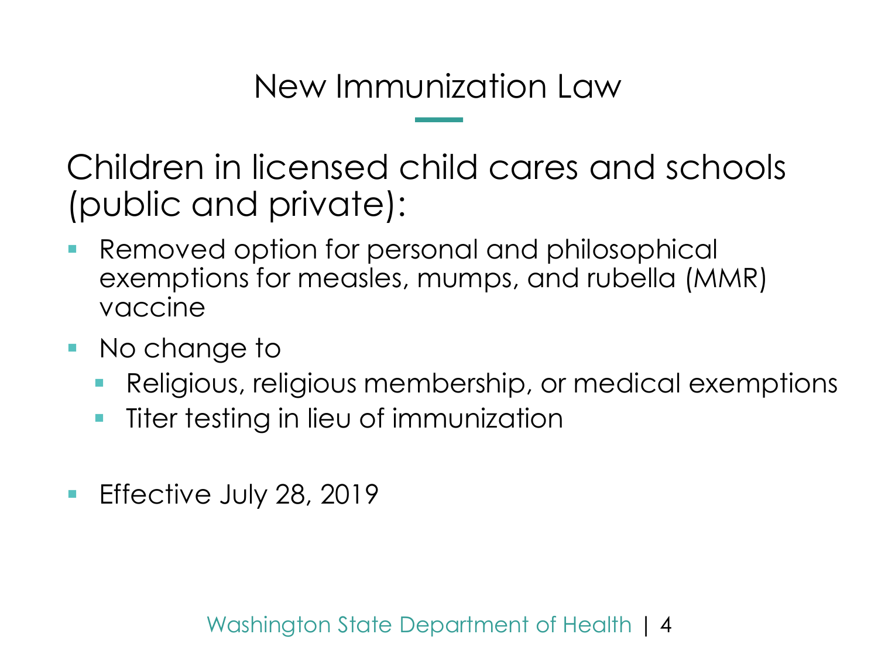# New Immunization Law

Children in licensed child cares and schools (public and private):

- Removed option for personal and philosophical exemptions for measles, mumps, and rubella (MMR) vaccine
- No change to
  - Religious, religious membership, or medical exemptions
  - Titer testing in lieu of immunization
- Effective July 28, 2019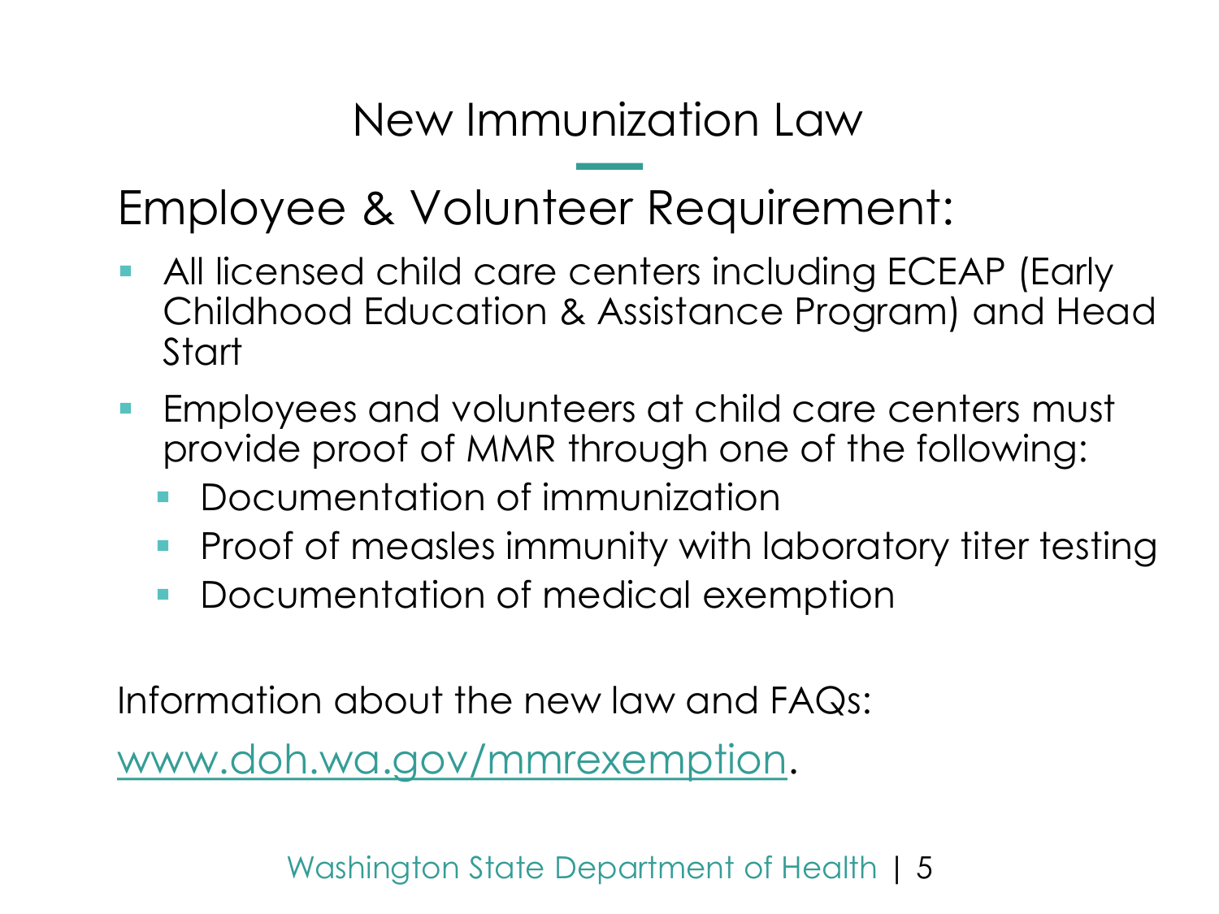# New Immunization Law

## Employee & Volunteer Requirement:

- All licensed child care centers including ECEAP (Early Childhood Education & Assistance Program) and Head Start
- Employees and volunteers at child care centers must provide proof of MMR through one of the following:
  - Documentation of immunization
  - Proof of measles immunity with laboratory titer testing
  - Documentation of medical exemption

Information about the new law and FAQs:

[www.doh.wa.gov/mmrexemption](www.doh.wa.gov/mmrexemption).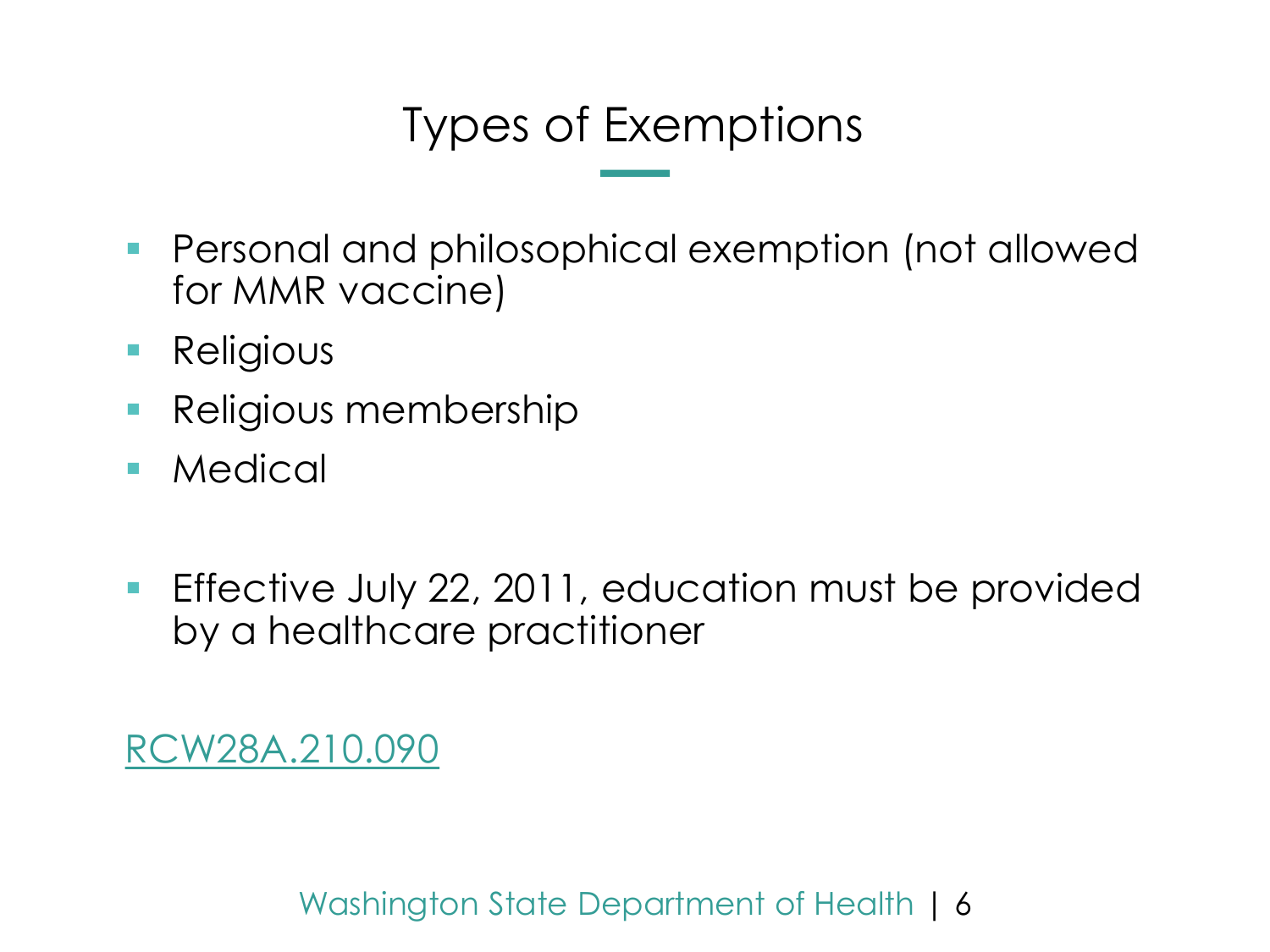# Types of Exemptions

- Personal and philosophical exemption (not allowed for MMR vaccine)
- Religious
- Religious membership
- Medical

- Effective July 22, 2011, education must be provided by a healthcare practitioner

RCW28A.210.090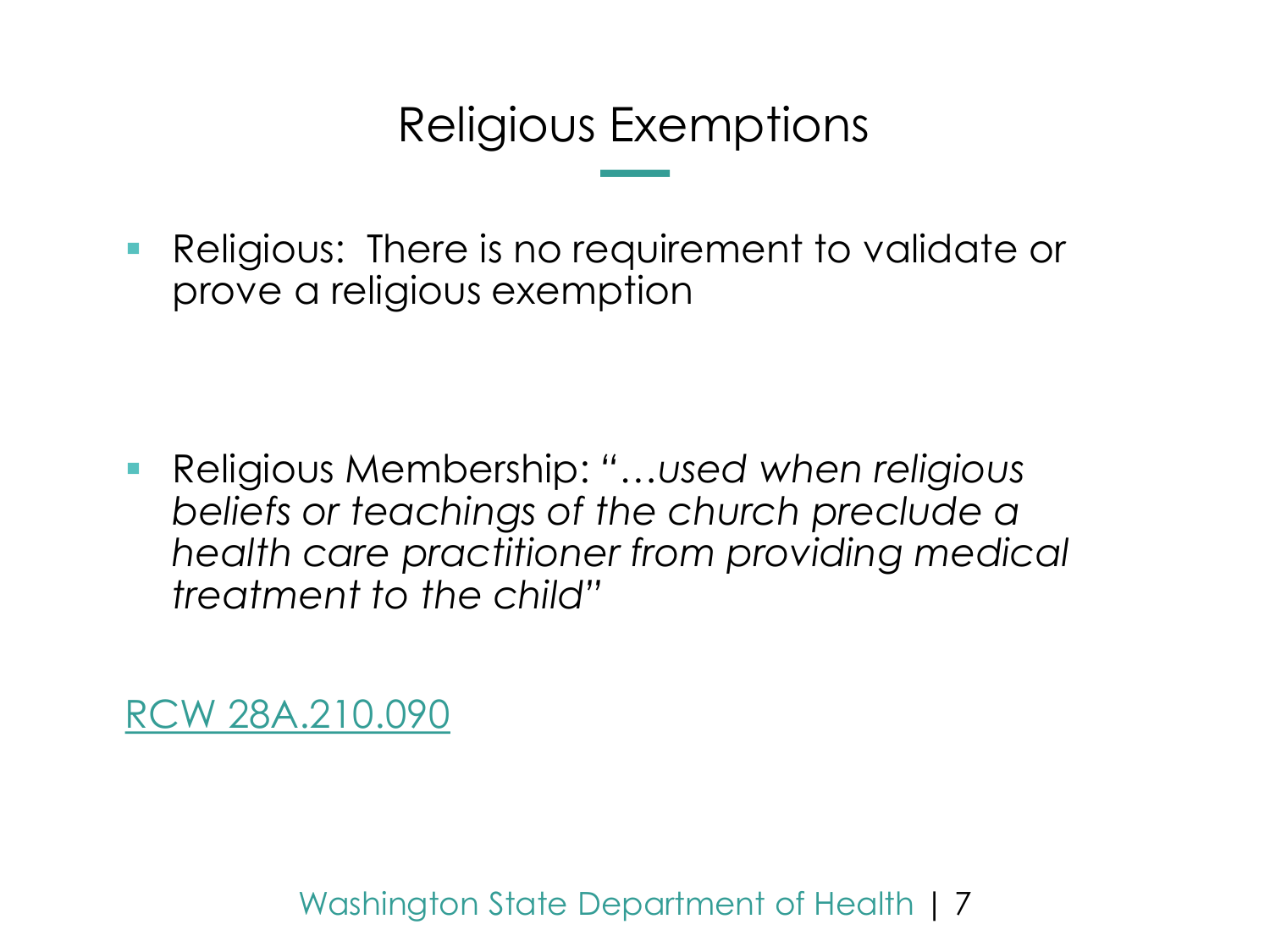# Religious Exemptions

- Religious: There is no requirement to validate or prove a religious exemption

- Religious Membership: "*…used when religious beliefs or teachings of the church preclude a health care practitioner from providing medical treatment to the child*"

RCW 28A.210.090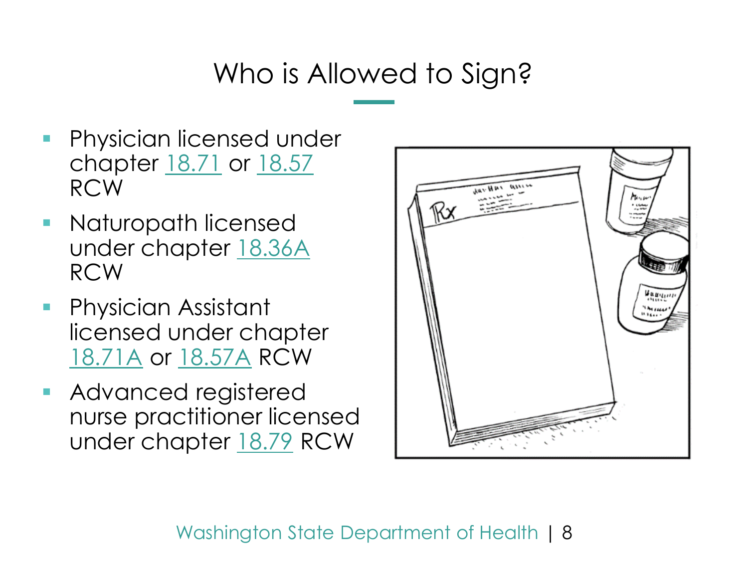# Who is Allowed to Sign?

- Physician licensed under chapter 18.71 or 18.57 RCW
- Naturopath licensed under chapter 18.36A RCW
- Physician Assistant licensed under chapter 18.71A or 18.57A RCW
- Advanced registered nurse practitioner licensed under chapter 18.79 RCW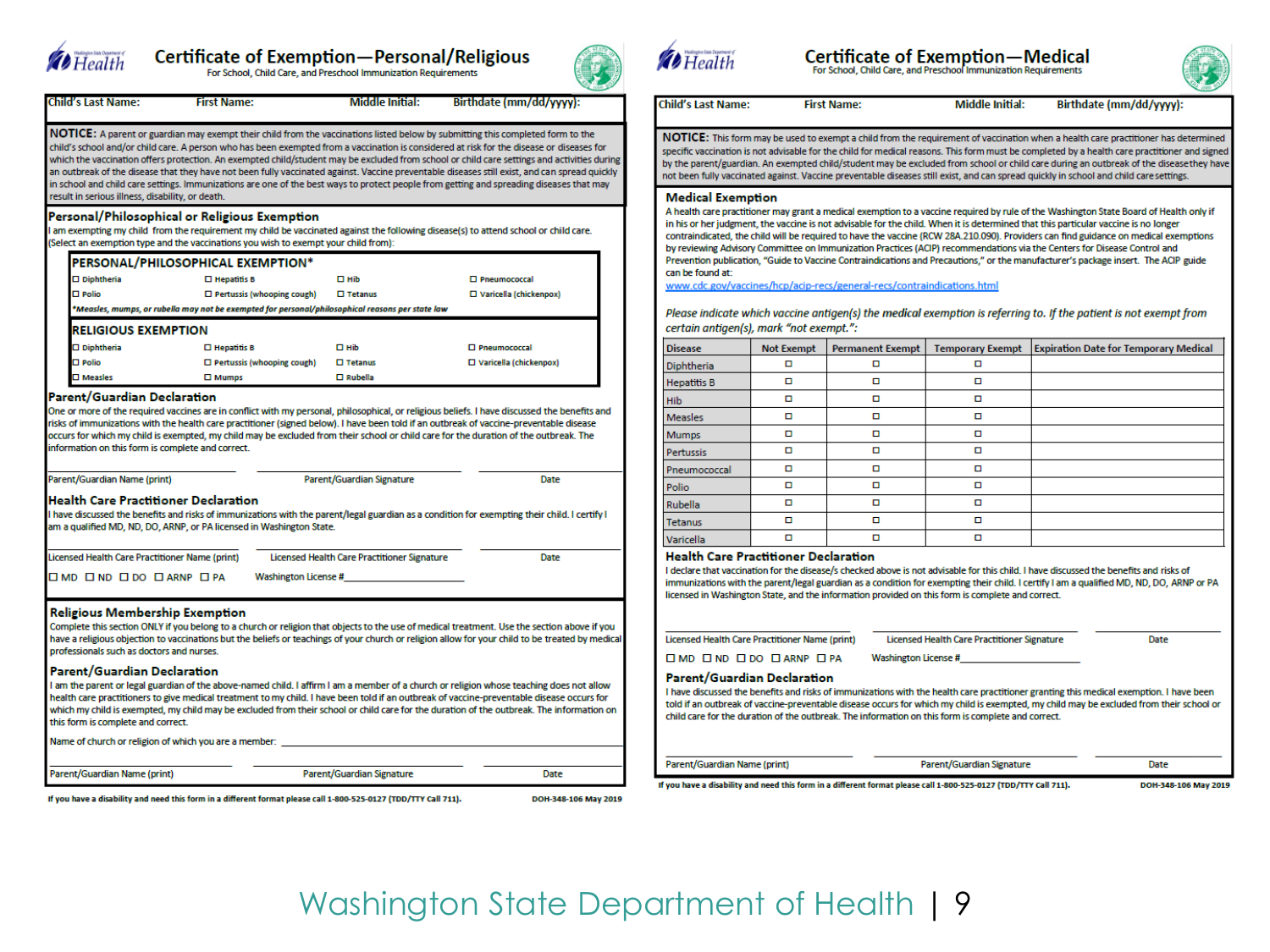# Certificate of Exemption—Personal/Religious

For School, Child Care, and Preschool Immunization Requirements

| Child's Last Name: | First Name: | Middle Initial: | Birthdate (mm/dd/yyyy): |
|---|---|---|---|

**NOTICE:** A parent or guardian may exempt their child from the vaccinations listed below by submitting this completed form to the child's school and/or child care. A person who has been exempted from a vaccination is considered at risk for the disease or diseases for which the vaccination offers protection. An exempted child/student may be excluded from school or child care settings and activities during an outbreak of the disease that they have not been fully vaccinated against. Vaccine preventable diseases still exist, and can spread quickly in school and child care settings. Immunizations are one of the best ways to protect people from getting and spreading diseases that may result in serious illness, disability, or death.

## Personal/Philosophical or Religious Exemption

I am exempting my child from the requirement my child be vaccinated against the following disease(s) to attend school or child care. (Select an exemption type and the vaccinations you wish to exempt your child from):

### PERSONAL/PHILOSOPHICAL EXEMPTION*

- ☐ Diphtheria
- ☐ Hepatitis B
- ☐ Hib
- ☐ Pneumococcal
- ☐ Polio
- ☐ Pertussis (whooping cough)
- ☐ Tetanus
- ☐ Varicella (chickenpox)

*\*Measles, mumps, or rubella may not be exempted for personal/philosophical reasons per state law*

### RELIGIOUS EXEMPTION

- ☐ Diphtheria
- ☐ Hepatitis B
- ☐ Hib
- ☐ Pneumococcal
- ☐ Polio
- ☐ Pertussis (whooping cough)
- ☐ Tetanus
- ☐ Varicella (chickenpox)
- ☐ Measles
- ☐ Mumps
- ☐ Rubella

### Parent/Guardian Declaration

One or more of the required vaccines are in conflict with my personal, philosophical, or religious beliefs. I have discussed the benefits and risks of immunizations with the health care practitioner (signed below). I have been told if an outbreak of vaccine-preventable disease occurs for which my child is exempted, my child may be excluded from their school or child care for the duration of the outbreak. The information on this form is complete and correct.

Parent/Guardian Name (print) ______ Parent/Guardian Signature ______ Date ______

### Health Care Practitioner Declaration

I have discussed the benefits and risks of immunizations with the parent/legal guardian as a condition for exempting their child. I certify I am a qualified MD, ND, DO, ARNP, or PA licensed in Washington State.

Licensed Health Care Practitioner Name (print) ______ Licensed Health Care Practitioner Signature ______ Date ______

☐ MD ☐ ND ☐ DO ☐ ARNP ☐ PA Washington License #______

## Religious Membership Exemption

Complete this section ONLY if you belong to a church or religion that objects to the use of medical treatment. Use the section above if you have a religious objection to vaccinations but the beliefs or teachings of your church or religion allow for your child to be treated by medical professionals such as doctors and nurses.

### Parent/Guardian Declaration

I am the parent or legal guardian of the above-named child. I affirm I am a member of a church or religion whose teaching does not allow health care practitioners to give medical treatment to my child. I have been told if an outbreak of vaccine-preventable disease occurs for which my child is exempted, my child may be excluded from their school or child care for the duration of the outbreak. The information on this form is complete and correct.

Name of church or religion of which you are a member: ______

Parent/Guardian Name (print) ______ Parent/Guardian Signature ______ Date ______

If you have a disability and need this form in a different format please call 1-800-525-0127 (TDD/TTY Call 711). DOH-348-106 May 2019

# Certificate of Exemption—Medical

For School, Child Care, and Preschool Immunization Requirements

| Child's Last Name: | First Name: | Middle Initial: | Birthdate (mm/dd/yyyy): |
|---|---|---|---|

**NOTICE:** This form may be used to exempt a child from the requirement of vaccination when a health care practitioner has determined specific vaccination is not advisable for the child for medical reasons. This form must be completed by a health care practitioner and signed by the parent/guardian. An exempted child/student may be excluded from school or child care during an outbreak of the disease they have not been fully vaccinated against. Vaccine preventable diseases still exist, and can spread quickly in school and child care settings.

## Medical Exemption

A health care practitioner may grant a medical exemption to a vaccine required by rule of the Washington State Board of Health only if in his or her judgment, the vaccine is not advisable for the child. When it is determined that this particular vaccine is no longer contraindicated, the child will be required to have the vaccine (RCW 28A.210.090). Providers can find guidance on medical exemptions by reviewing Advisory Committee on Immunization Practices (ACIP) recommendations via the Centers for Disease Control and Prevention publication, "Guide to Vaccine Contraindications and Precautions," or the manufacturer's package insert. The ACIP guide can be found at: www.cdc.gov/vaccines/hcp/acip-recs/general-recs/contraindications.html

*Please indicate which vaccine antigen(s) the medical exemption is referring to. If the patient is not exempt from certain antigen(s), mark "not exempt.":*

| Disease | Not Exempt | Permanent Exempt | Temporary Exempt | Expiration Date for Temporary Medical |
|---|---|---|---|---|
| Diphtheria | ☐ | ☐ | ☐ | |
| Hepatitis B | ☐ | ☐ | ☐ | |
| Hib | ☐ | ☐ | ☐ | |
| Measles | ☐ | ☐ | ☐ | |
| Mumps | ☐ | ☐ | ☐ | |
| Pertussis | ☐ | ☐ | ☐ | |
| Pneumococcal | ☐ | ☐ | ☐ | |
| Polio | ☐ | ☐ | ☐ | |
| Rubella | ☐ | ☐ | ☐ | |
| Tetanus | ☐ | ☐ | ☐ | |
| Varicella | ☐ | ☐ | ☐ | |

### Health Care Practitioner Declaration

I declare that vaccination for the disease/s checked above is not advisable for this child. I have discussed the benefits and risks of immunizations with the parent/legal guardian as a condition for exempting their child. I certify I am a qualified MD, ND, DO, ARNP or PA licensed in Washington State, and the information provided on this form is complete and correct.

Licensed Health Care Practitioner Name (print) ______ Licensed Health Care Practitioner Signature ______ Date ______

☐ MD ☐ ND ☐ DO ☐ ARNP ☐ PA Washington License #______

### Parent/Guardian Declaration

I have discussed the benefits and risks of immunizations with the health care practitioner granting this medical exemption. I have been told if an outbreak of vaccine-preventable disease occurs for which my child is exempted, my child may be excluded from their school or child care for the duration of the outbreak. The information on this form is complete and correct.

Parent/Guardian Name (print) ______ Parent/Guardian Signature ______ Date ______

If you have a disability and need this form in a different format please call 1-800-525-0127 (TDD/TTY Call 711). DOH-348-106 May 2019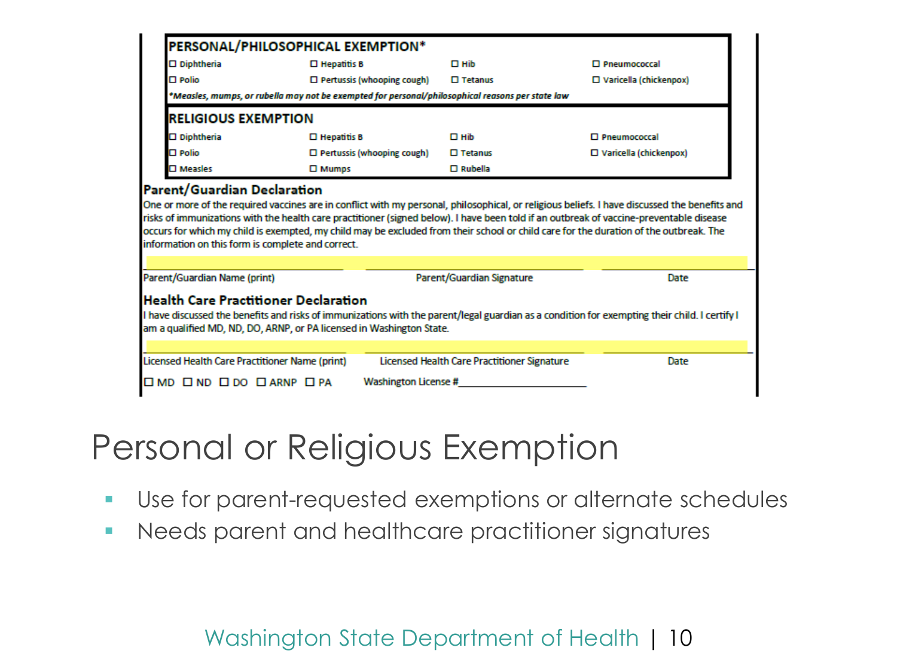## PERSONAL/PHILOSOPHICAL EXEMPTION*

| | | | |
|---|---|---|---|
| ☐ Diphtheria | ☐ Hepatitis B | ☐ Hib | ☐ Pneumococcal |
| ☐ Polio | ☐ Pertussis (whooping cough) | ☐ Tetanus | ☐ Varicella (chickenpox) |

**_*Measles, mumps, or rubella may not be exempted for personal/philosophical reasons per state law_**

## RELIGIOUS EXEMPTION

| | | | |
|---|---|---|---|
| ☐ Diphtheria | ☐ Hepatitis B | ☐ Hib | ☐ Pneumococcal |
| ☐ Polio | ☐ Pertussis (whooping cough) | ☐ Tetanus | ☐ Varicella (chickenpox) |
| ☐ Measles | ☐ Mumps | ☐ Rubella | |

### Parent/Guardian Declaration

One or more of the required vaccines are in conflict with my personal, philosophical, or religious beliefs. I have discussed the benefits and risks of immunizations with the health care practitioner (signed below). I have been told if an outbreak of vaccine-preventable disease occurs for which my child is exempted, my child may be excluded from their school or child care for the duration of the outbreak. The information on this form is complete and correct.

| Parent/Guardian Name (print) | Parent/Guardian Signature | Date |
|---|---|---|

### Health Care Practitioner Declaration

I have discussed the benefits and risks of immunizations with the parent/legal guardian as a condition for exempting their child. I certify I am a qualified MD, ND, DO, ARNP, or PA licensed in Washington State.

| Licensed Health Care Practitioner Name (print) | Licensed Health Care Practitioner Signature | Date |
|---|---|---|

☐ MD ☐ ND ☐ DO ☐ ARNP ☐ PA  Washington License #____________________

# Personal or Religious Exemption

- Use for parent-requested exemptions or alternate schedules
- Needs parent and healthcare practitioner signatures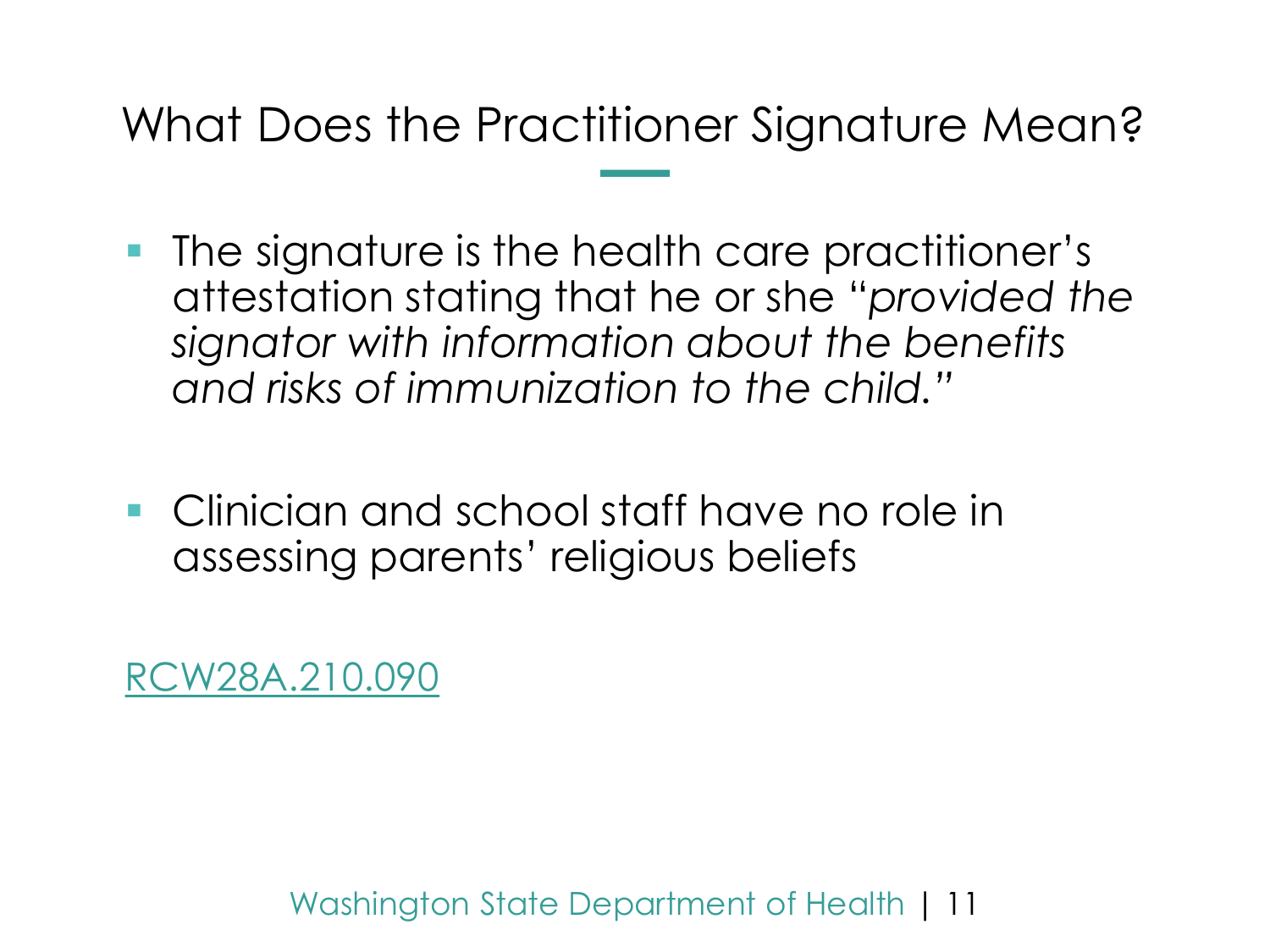# What Does the Practitioner Signature Mean?

- The signature is the health care practitioner's attestation stating that he or she "*provided the signator with information about the benefits and risks of immunization to the child.*"

- Clinician and school staff have no role in assessing parents' religious beliefs

RCW28A.210.090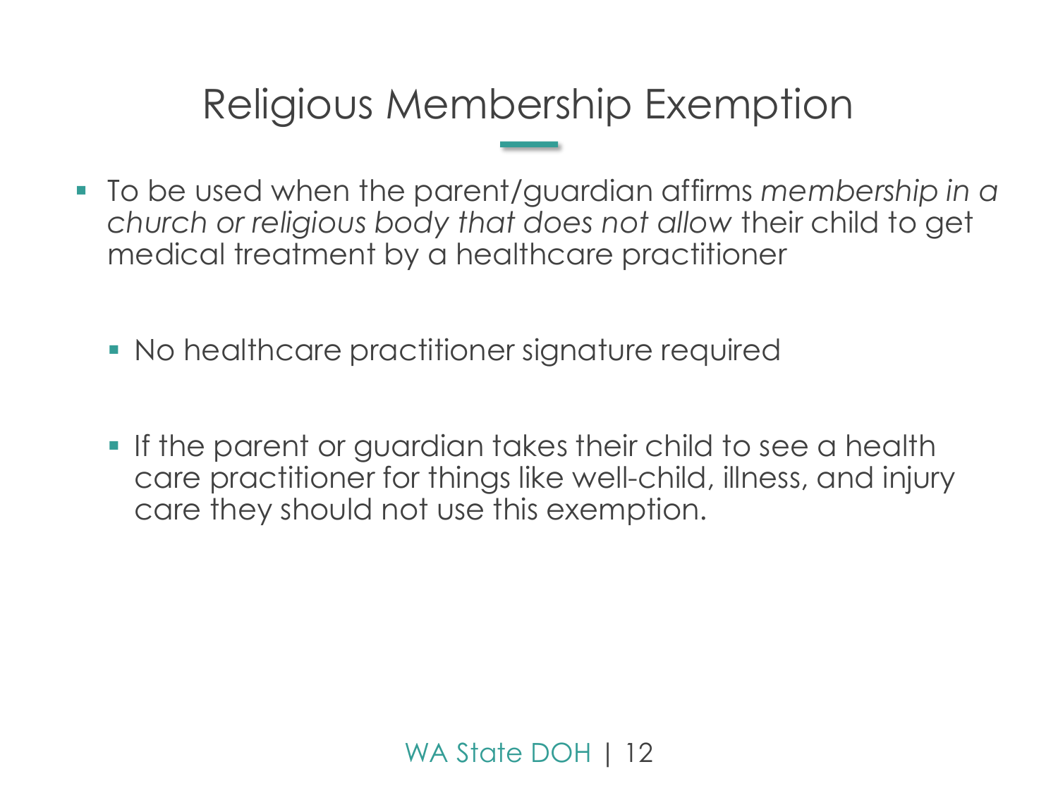# Religious Membership Exemption

- To be used when the parent/guardian affirms *membership in a church or religious body that does not allow* their child to get medical treatment by a healthcare practitioner
  - No healthcare practitioner signature required
  - If the parent or guardian takes their child to see a health care practitioner for things like well-child, illness, and injury care they should not use this exemption.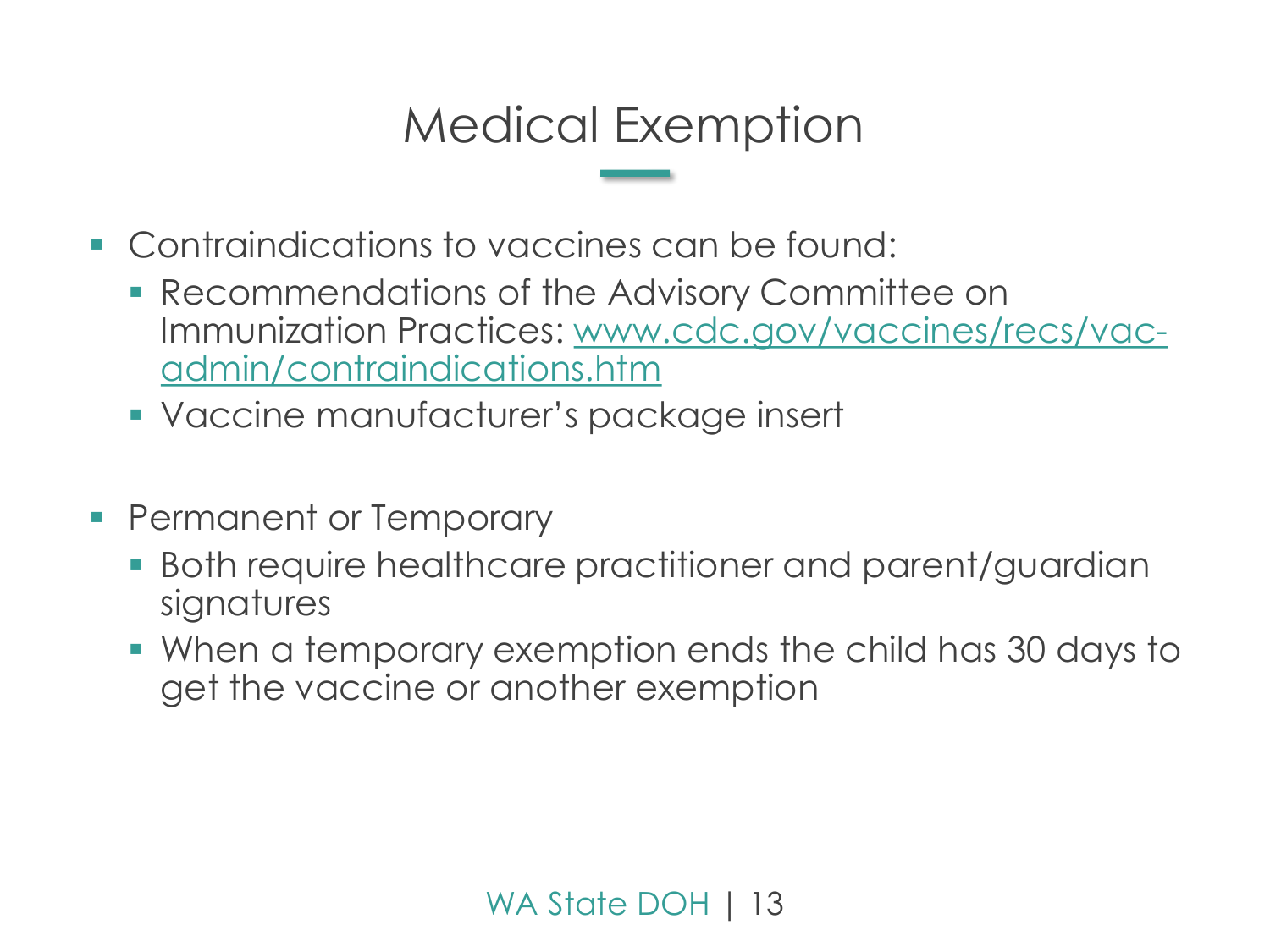# Medical Exemption

- Contraindications to vaccines can be found:
  - Recommendations of the Advisory Committee on Immunization Practices: [www.cdc.gov/vaccines/recs/vac-admin/contraindications.htm](http://www.cdc.gov/vaccines/recs/vac-admin/contraindications.htm)
  - Vaccine manufacturer's package insert

- Permanent or Temporary
  - Both require healthcare practitioner and parent/guardian signatures
  - When a temporary exemption ends the child has 30 days to get the vaccine or another exemption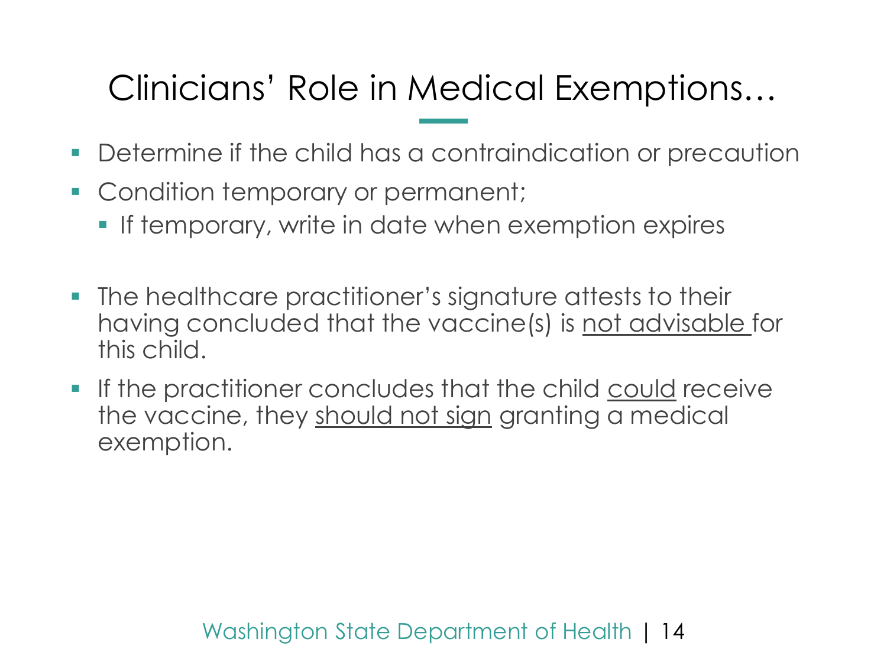# Clinicians' Role in Medical Exemptions…

- Determine if the child has a contraindication or precaution
- Condition temporary or permanent;
  - If temporary, write in date when exemption expires

- The healthcare practitioner's signature attests to their having concluded that the vaccine(s) is <u>not advisable</u> for this child.
- If the practitioner concludes that the child <u>could</u> receive the vaccine, they <u>should not sign</u> granting a medical exemption.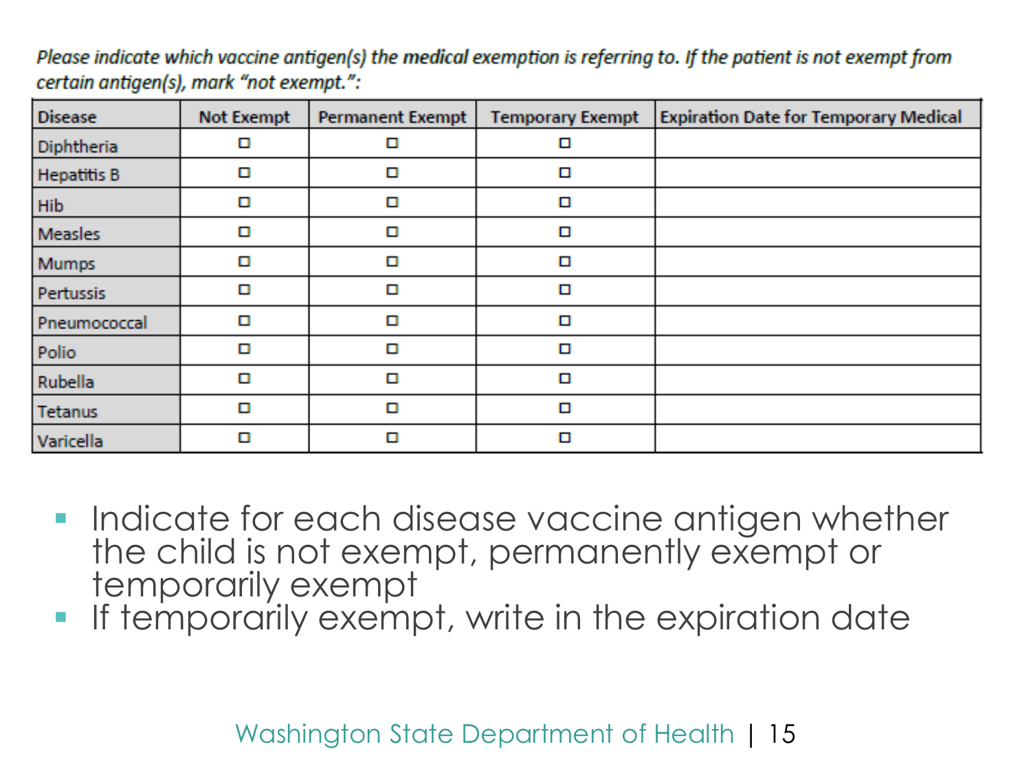*Please indicate which vaccine antigen(s) the medical exemption is referring to. If the patient is not exempt from certain antigen(s), mark "not exempt.":*

| Disease | Not Exempt | Permanent Exempt | Temporary Exempt | Expiration Date for Temporary Medical |
|---|---|---|---|---|
| Diphtheria | ☐ | ☐ | ☐ | |
| Hepatitis B | ☐ | ☐ | ☐ | |
| Hib | ☐ | ☐ | ☐ | |
| Measles | ☐ | ☐ | ☐ | |
| Mumps | ☐ | ☐ | ☐ | |
| Pertussis | ☐ | ☐ | ☐ | |
| Pneumococcal | ☐ | ☐ | ☐ | |
| Polio | ☐ | ☐ | ☐ | |
| Rubella | ☐ | ☐ | ☐ | |
| Tetanus | ☐ | ☐ | ☐ | |
| Varicella | ☐ | ☐ | ☐ | |

- Indicate for each disease vaccine antigen whether the child is not exempt, permanently exempt or temporarily exempt
- If temporarily exempt, write in the expiration date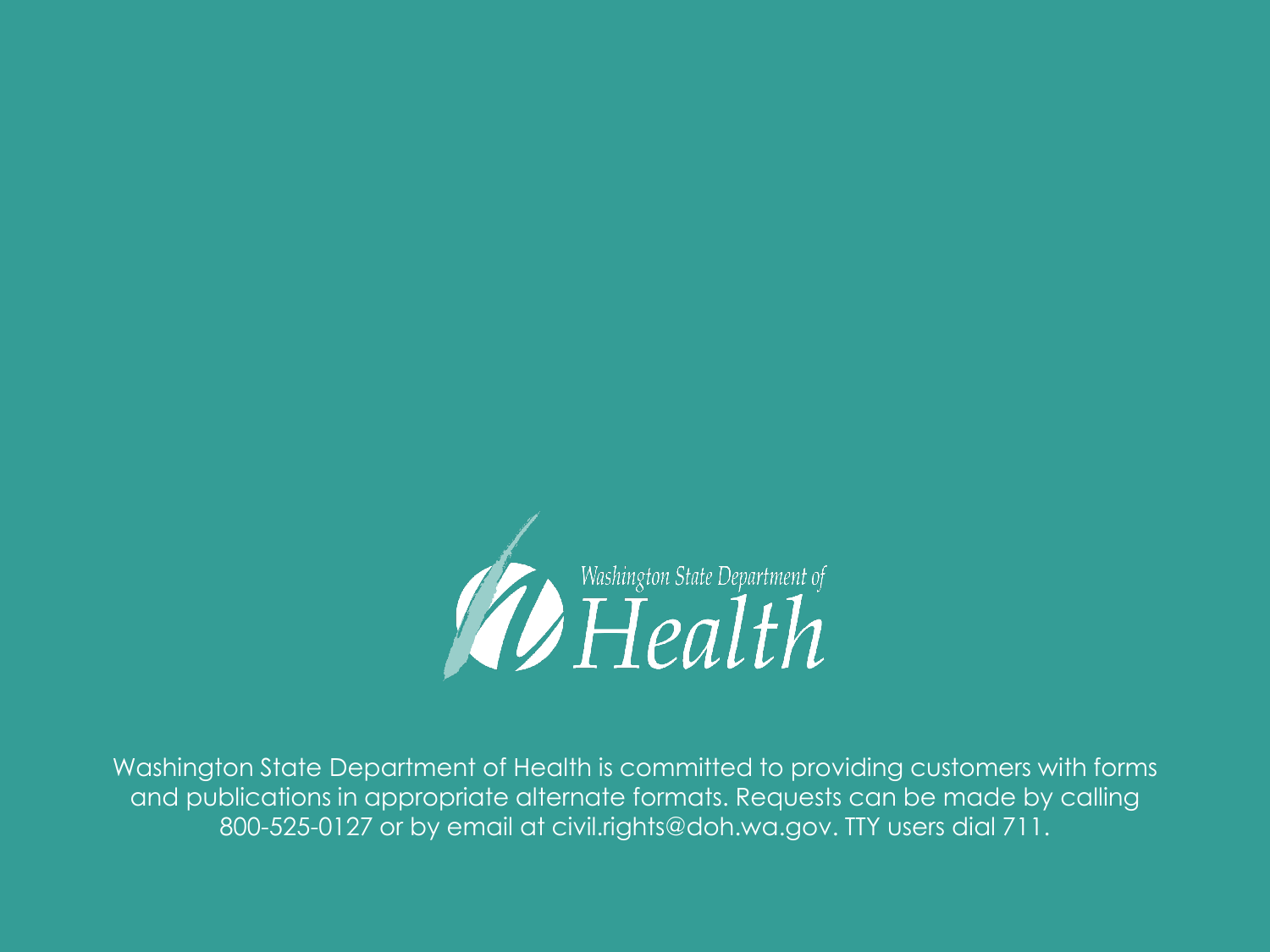Washington State Department of

Health

Washington State Department of Health is committed to providing customers with forms and publications in appropriate alternate formats. Requests can be made by calling 800-525-0127 or by email at civil.rights@doh.wa.gov. TTY users dial 711.